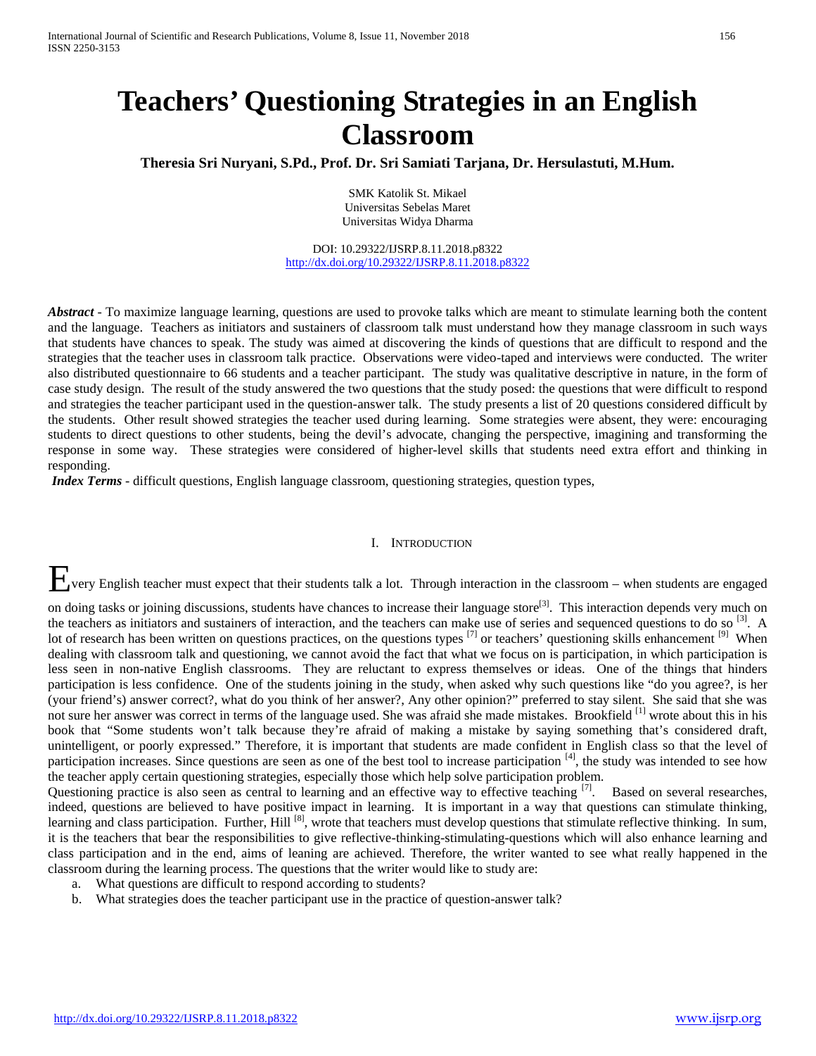# Teachers' Questioning Strategies in an English Classroom

**Theresia Sri Nuryani, S.Pd., Prof. Dr. Sri Samiati Tarjana, Dr. Hersulastuti, M.Hum.**

SMK Katolik St. Mikael
Universitas Sebelas Maret
Universitas Widya Dharma

DOI: 10.29322/IJSRP.8.11.2018.p8322
http://dx.doi.org/10.29322/IJSRP.8.11.2018.p8322

***Abstract*** - To maximize language learning, questions are used to provoke talks which are meant to stimulate learning both the content and the language. Teachers as initiators and sustainers of classroom talk must understand how they manage classroom in such ways that students have chances to speak. The study was aimed at discovering the kinds of questions that are difficult to respond and the strategies that the teacher uses in classroom talk practice. Observations were video-taped and interviews were conducted. The writer also distributed questionnaire to 66 students and a teacher participant. The study was qualitative descriptive in nature, in the form of case study design. The result of the study answered the two questions that the study posed: the questions that were difficult to respond and strategies the teacher participant used in the question-answer talk. The study presents a list of 20 questions considered difficult by the students. Other result showed strategies the teacher used during learning. Some strategies were absent, they were: encouraging students to direct questions to other students, being the devil's advocate, changing the perspective, imagining and transforming the response in some way. These strategies were considered of higher-level skills that students need extra effort and thinking in responding.

***Index Terms*** - difficult questions, English language classroom, questioning strategies, question types,

## I. Introduction

Every English teacher must expect that their students talk a lot. Through interaction in the classroom – when students are engaged on doing tasks or joining discussions, students have chances to increase their language store[3]. This interaction depends very much on the teachers as initiators and sustainers of interaction, and the teachers can make use of series and sequenced questions to do so [3]. A lot of research has been written on questions practices, on the questions types [7] or teachers' questioning skills enhancement [9] When dealing with classroom talk and questioning, we cannot avoid the fact that what we focus on is participation, in which participation is less seen in non-native English classrooms. They are reluctant to express themselves or ideas. One of the things that hinders participation is less confidence. One of the students joining in the study, when asked why such questions like "do you agree?, is her (your friend's) answer correct?, what do you think of her answer?, Any other opinion?" preferred to stay silent. She said that she was not sure her answer was correct in terms of the language used. She was afraid she made mistakes. Brookfield [1] wrote about this in his book that "Some students won't talk because they're afraid of making a mistake by saying something that's considered draft, unintelligent, or poorly expressed." Therefore, it is important that students are made confident in English class so that the level of participation increases. Since questions are seen as one of the best tool to increase participation [4], the study was intended to see how the teacher apply certain questioning strategies, especially those which help solve participation problem.

Questioning practice is also seen as central to learning and an effective way to effective teaching [7]. Based on several researches, indeed, questions are believed to have positive impact in learning. It is important in a way that questions can stimulate thinking, learning and class participation. Further, Hill [8], wrote that teachers must develop questions that stimulate reflective thinking. In sum, it is the teachers that bear the responsibilities to give reflective-thinking-stimulating-questions which will also enhance learning and class participation and in the end, aims of leaning are achieved. Therefore, the writer wanted to see what really happened in the classroom during the learning process. The questions that the writer would like to study are:

a. What questions are difficult to respond according to students?
b. What strategies does the teacher participant use in the practice of question-answer talk?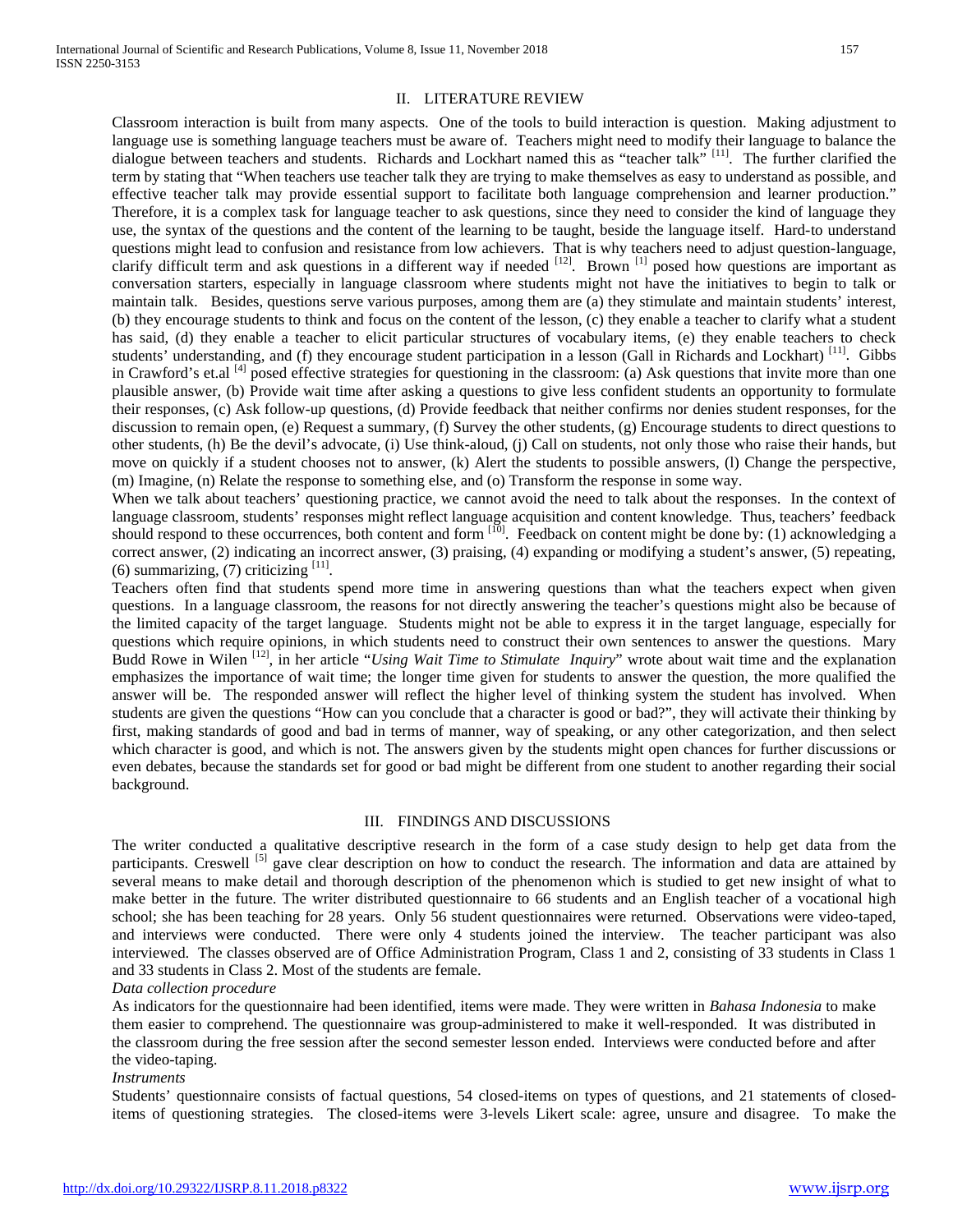## II. LITERATURE REVIEW

Classroom interaction is built from many aspects. One of the tools to build interaction is question. Making adjustment to language use is something language teachers must be aware of. Teachers might need to modify their language to balance the dialogue between teachers and students. Richards and Lockhart named this as "teacher talk" [11]. The further clarified the term by stating that "When teachers use teacher talk they are trying to make themselves as easy to understand as possible, and effective teacher talk may provide essential support to facilitate both language comprehension and learner production." Therefore, it is a complex task for language teacher to ask questions, since they need to consider the kind of language they use, the syntax of the questions and the content of the learning to be taught, beside the language itself. Hard-to understand questions might lead to confusion and resistance from low achievers. That is why teachers need to adjust question-language, clarify difficult term and ask questions in a different way if needed [12]. Brown [1] posed how questions are important as conversation starters, especially in language classroom where students might not have the initiatives to begin to talk or maintain talk. Besides, questions serve various purposes, among them are (a) they stimulate and maintain students' interest, (b) they encourage students to think and focus on the content of the lesson, (c) they enable a teacher to clarify what a student has said, (d) they enable a teacher to elicit particular structures of vocabulary items, (e) they enable teachers to check students' understanding, and (f) they encourage student participation in a lesson (Gall in Richards and Lockhart) [11]. Gibbs in Crawford's et.al [4] posed effective strategies for questioning in the classroom: (a) Ask questions that invite more than one plausible answer, (b) Provide wait time after asking a questions to give less confident students an opportunity to formulate their responses, (c) Ask follow-up questions, (d) Provide feedback that neither confirms nor denies student responses, for the discussion to remain open, (e) Request a summary, (f) Survey the other students, (g) Encourage students to direct questions to other students, (h) Be the devil's advocate, (i) Use think-aloud, (j) Call on students, not only those who raise their hands, but move on quickly if a student chooses not to answer, (k) Alert the students to possible answers, (l) Change the perspective, (m) Imagine, (n) Relate the response to something else, and (o) Transform the response in some way.

When we talk about teachers' questioning practice, we cannot avoid the need to talk about the responses. In the context of language classroom, students' responses might reflect language acquisition and content knowledge. Thus, teachers' feedback should respond to these occurrences, both content and form [10]. Feedback on content might be done by: (1) acknowledging a correct answer, (2) indicating an incorrect answer, (3) praising, (4) expanding or modifying a student's answer, (5) repeating, (6) summarizing, (7) criticizing [11].

Teachers often find that students spend more time in answering questions than what the teachers expect when given questions. In a language classroom, the reasons for not directly answering the teacher's questions might also be because of the limited capacity of the target language. Students might not be able to express it in the target language, especially for questions which require opinions, in which students need to construct their own sentences to answer the questions. Mary Budd Rowe in Wilen [12], in her article "*Using Wait Time to Stimulate Inquiry*" wrote about wait time and the explanation emphasizes the importance of wait time; the longer time given for students to answer the question, the more qualified the answer will be. The responded answer will reflect the higher level of thinking system the student has involved. When students are given the questions "How can you conclude that a character is good or bad?", they will activate their thinking by first, making standards of good and bad in terms of manner, way of speaking, or any other categorization, and then select which character is good, and which is not. The answers given by the students might open chances for further discussions or even debates, because the standards set for good or bad might be different from one student to another regarding their social background.

## III. FINDINGS AND DISCUSSIONS

The writer conducted a qualitative descriptive research in the form of a case study design to help get data from the participants. Creswell [5] gave clear description on how to conduct the research. The information and data are attained by several means to make detail and thorough description of the phenomenon which is studied to get new insight of what to make better in the future. The writer distributed questionnaire to 66 students and an English teacher of a vocational high school; she has been teaching for 28 years. Only 56 student questionnaires were returned. Observations were video-taped, and interviews were conducted. There were only 4 students joined the interview. The teacher participant was also interviewed. The classes observed are of Office Administration Program, Class 1 and 2, consisting of 33 students in Class 1 and 33 students in Class 2. Most of the students are female.

*Data collection procedure*

As indicators for the questionnaire had been identified, items were made. They were written in *Bahasa Indonesia* to make them easier to comprehend. The questionnaire was group-administered to make it well-responded. It was distributed in the classroom during the free session after the second semester lesson ended. Interviews were conducted before and after the video-taping.

*Instruments*

Students' questionnaire consists of factual questions, 54 closed-items on types of questions, and 21 statements of closed-items of questioning strategies. The closed-items were 3-levels Likert scale: agree, unsure and disagree. To make the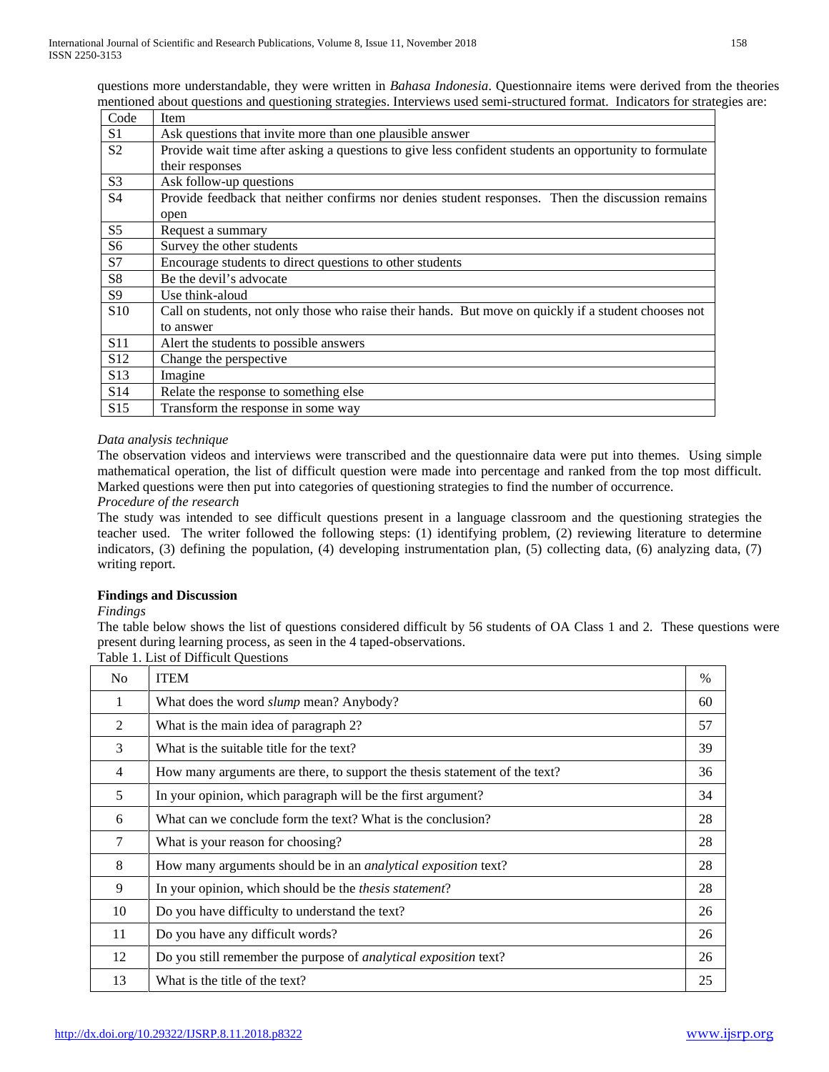questions more understandable, they were written in *Bahasa Indonesia*. Questionnaire items were derived from the theories mentioned about questions and questioning strategies. Interviews used semi-structured format. Indicators for strategies are:

| Code | Item |
|---|---|
| S1 | Ask questions that invite more than one plausible answer |
| S2 | Provide wait time after asking a questions to give less confident students an opportunity to formulate their responses |
| S3 | Ask follow-up questions |
| S4 | Provide feedback that neither confirms nor denies student responses. Then the discussion remains open |
| S5 | Request a summary |
| S6 | Survey the other students |
| S7 | Encourage students to direct questions to other students |
| S8 | Be the devil's advocate |
| S9 | Use think-aloud |
| S10 | Call on students, not only those who raise their hands. But move on quickly if a student chooses not to answer |
| S11 | Alert the students to possible answers |
| S12 | Change the perspective |
| S13 | Imagine |
| S14 | Relate the response to something else |
| S15 | Transform the response in some way |

*Data analysis technique*

The observation videos and interviews were transcribed and the questionnaire data were put into themes. Using simple mathematical operation, the list of difficult question were made into percentage and ranked from the top most difficult. Marked questions were then put into categories of questioning strategies to find the number of occurrence.

*Procedure of the research*

The study was intended to see difficult questions present in a language classroom and the questioning strategies the teacher used. The writer followed the following steps: (1) identifying problem, (2) reviewing literature to determine indicators, (3) defining the population, (4) developing instrumentation plan, (5) collecting data, (6) analyzing data, (7) writing report.

**Findings and Discussion**

*Findings*

The table below shows the list of questions considered difficult by 56 students of OA Class 1 and 2. These questions were present during learning process, as seen in the 4 taped-observations.

Table 1. List of Difficult Questions

| No | ITEM | % |
|---|---|---|
| 1 | What does the word *slump* mean? Anybody? | 60 |
| 2 | What is the main idea of paragraph 2? | 57 |
| 3 | What is the suitable title for the text? | 39 |
| 4 | How many arguments are there, to support the thesis statement of the text? | 36 |
| 5 | In your opinion, which paragraph will be the first argument? | 34 |
| 6 | What can we conclude form the text? What is the conclusion? | 28 |
| 7 | What is your reason for choosing? | 28 |
| 8 | How many arguments should be in an *analytical exposition* text? | 28 |
| 9 | In your opinion, which should be the *thesis statement*? | 28 |
| 10 | Do you have difficulty to understand the text? | 26 |
| 11 | Do you have any difficult words? | 26 |
| 12 | Do you still remember the purpose of *analytical exposition* text? | 26 |
| 13 | What is the title of the text? | 25 |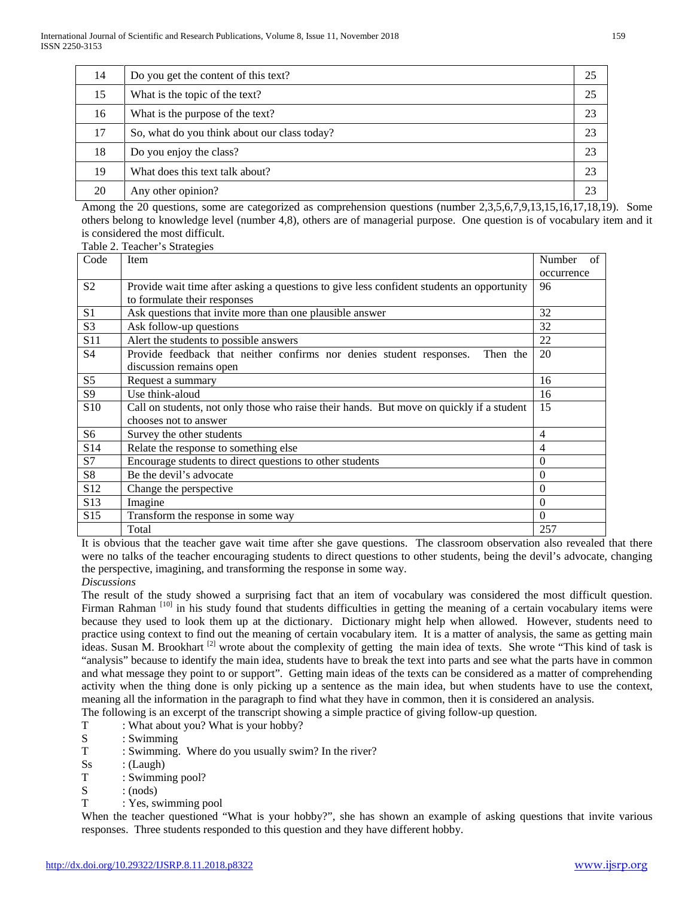| 14 | Do you get the content of this text? | 25 |
|---|---|---|
| 15 | What is the topic of the text? | 25 |
| 16 | What is the purpose of the text? | 23 |
| 17 | So, what do you think about our class today? | 23 |
| 18 | Do you enjoy the class? | 23 |
| 19 | What does this text talk about? | 23 |
| 20 | Any other opinion? | 23 |

Among the 20 questions, some are categorized as comprehension questions (number 2,3,5,6,7,9,13,15,16,17,18,19). Some others belong to knowledge level (number 4,8), others are of managerial purpose. One question is of vocabulary item and it is considered the most difficult.

Table 2. Teacher's Strategies

| Code | Item | Number of occurrence |
|---|---|---|
| S2 | Provide wait time after asking a questions to give less confident students an opportunity to formulate their responses | 96 |
| S1 | Ask questions that invite more than one plausible answer | 32 |
| S3 | Ask follow-up questions | 32 |
| S11 | Alert the students to possible answers | 22 |
| S4 | Provide feedback that neither confirms nor denies student responses. Then the discussion remains open | 20 |
| S5 | Request a summary | 16 |
| S9 | Use think-aloud | 16 |
| S10 | Call on students, not only those who raise their hands. But move on quickly if a student chooses not to answer | 15 |
| S6 | Survey the other students | 4 |
| S14 | Relate the response to something else | 4 |
| S7 | Encourage students to direct questions to other students | 0 |
| S8 | Be the devil's advocate | 0 |
| S12 | Change the perspective | 0 |
| S13 | Imagine | 0 |
| S15 | Transform the response in some way | 0 |
| | Total | 257 |

It is obvious that the teacher gave wait time after she gave questions. The classroom observation also revealed that there were no talks of the teacher encouraging students to direct questions to other students, being the devil's advocate, changing the perspective, imagining, and transforming the response in some way.

*Discussions*

The result of the study showed a surprising fact that an item of vocabulary was considered the most difficult question. Firman Rahman [10] in his study found that students difficulties in getting the meaning of a certain vocabulary items were because they used to look them up at the dictionary. Dictionary might help when allowed. However, students need to practice using context to find out the meaning of certain vocabulary item. It is a matter of analysis, the same as getting main ideas. Susan M. Brookhart [2] wrote about the complexity of getting the main idea of texts. She wrote "This kind of task is "analysis" because to identify the main idea, students have to break the text into parts and see what the parts have in common and what message they point to or support". Getting main ideas of the texts can be considered as a matter of comprehending activity when the thing done is only picking up a sentence as the main idea, but when students have to use the context, meaning all the information in the paragraph to find what they have in common, then it is considered an analysis.

The following is an excerpt of the transcript showing a simple practice of giving follow-up question.

T : What about you? What is your hobby?
S : Swimming
T : Swimming. Where do you usually swim? In the river?
Ss : (Laugh)
T : Swimming pool?
S : (nods)
T : Yes, swimming pool

When the teacher questioned "What is your hobby?", she has shown an example of asking questions that invite various responses. Three students responded to this question and they have different hobby.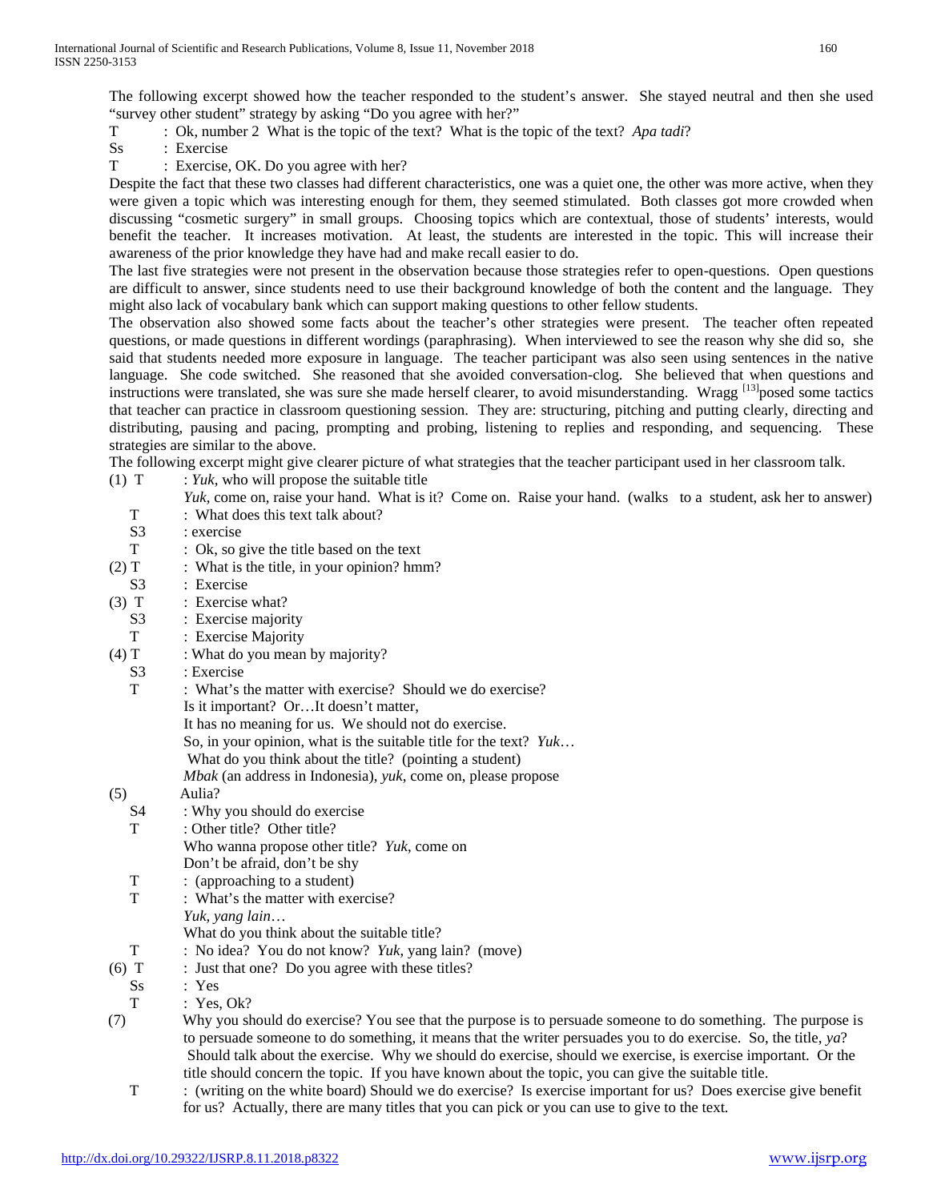The following excerpt showed how the teacher responded to the student's answer. She stayed neutral and then she used "survey other student" strategy by asking "Do you agree with her?"

T : Ok, number 2 What is the topic of the text? What is the topic of the text? *Apa tadi*?
Ss : Exercise
T : Exercise, OK. Do you agree with her?

Despite the fact that these two classes had different characteristics, one was a quiet one, the other was more active, when they were given a topic which was interesting enough for them, they seemed stimulated. Both classes got more crowded when discussing "cosmetic surgery" in small groups. Choosing topics which are contextual, those of students' interests, would benefit the teacher. It increases motivation. At least, the students are interested in the topic. This will increase their awareness of the prior knowledge they have had and make recall easier to do.

The last five strategies were not present in the observation because those strategies refer to open-questions. Open questions are difficult to answer, since students need to use their background knowledge of both the content and the language. They might also lack of vocabulary bank which can support making questions to other fellow students.

The observation also showed some facts about the teacher's other strategies were present. The teacher often repeated questions, or made questions in different wordings (paraphrasing). When interviewed to see the reason why she did so, she said that students needed more exposure in language. The teacher participant was also seen using sentences in the native language. She code switched. She reasoned that she avoided conversation-clog. She believed that when questions and instructions were translated, she was sure she made herself clearer, to avoid misunderstanding. Wragg [13]posed some tactics that teacher can practice in classroom questioning session. They are: structuring, pitching and putting clearly, directing and distributing, pausing and pacing, prompting and probing, listening to replies and responding, and sequencing. These strategies are similar to the above.

The following excerpt might give clearer picture of what strategies that the teacher participant used in her classroom talk.

(1) T : *Yuk*, who will propose the suitable title
*Yuk*, come on, raise your hand. What is it? Come on. Raise your hand. (walks to a student, ask her to answer)
T : What does this text talk about?
S3 : exercise
T : Ok, so give the title based on the text
(2) T : What is the title, in your opinion? hmm?
S3 : Exercise
(3) T : Exercise what?
S3 : Exercise majority
T : Exercise Majority
(4) T : What do you mean by majority?
S3 : Exercise
T : What's the matter with exercise? Should we do exercise?
Is it important? Or…It doesn't matter,
It has no meaning for us. We should not do exercise.
So, in your opinion, what is the suitable title for the text? *Yuk*…
What do you think about the title? (pointing a student)
*Mbak* (an address in Indonesia), *yuk*, come on, please propose
(5) Aulia?
S4 : Why you should do exercise
T : Other title? Other title?
Who wanna propose other title? *Yuk*, come on
Don't be afraid, don't be shy
T : (approaching to a student)
T : What's the matter with exercise?
*Yuk, yang lain*…
What do you think about the suitable title?
T : No idea? You do not know? *Yuk*, yang lain? (move)
(6) T : Just that one? Do you agree with these titles?
Ss : Yes
T : Yes, Ok?
(7) Why you should do exercise? You see that the purpose is to persuade someone to do something. The purpose is to persuade someone to do something, it means that the writer persuades you to do exercise. So, the title, *ya*? Should talk about the exercise. Why we should do exercise, should we exercise, is exercise important. Or the title should concern the topic. If you have known about the topic, you can give the suitable title.
T : (writing on the white board) Should we do exercise? Is exercise important for us? Does exercise give benefit for us? Actually, there are many titles that you can pick or you can use to give to the text.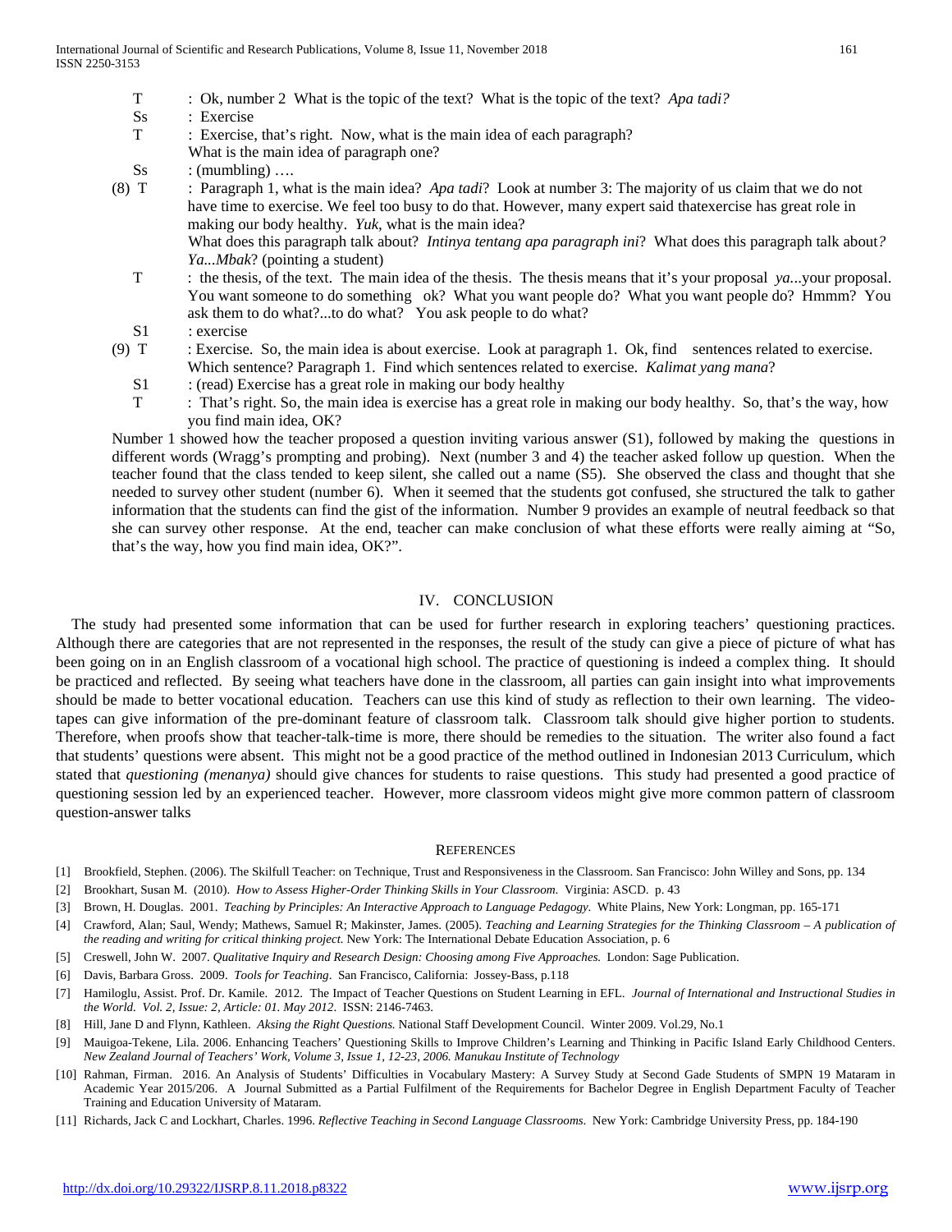T : Ok, number 2 What is the topic of the text? What is the topic of the text? *Apa tadi?*

Ss : Exercise

T : Exercise, that's right. Now, what is the main idea of each paragraph? What is the main idea of paragraph one?

Ss : (mumbling) ….

(8) T : Paragraph 1, what is the main idea? *Apa tadi*? Look at number 3: The majority of us claim that we do not have time to exercise. We feel too busy to do that. However, many expert said thatexercise has great role in making our body healthy. *Yuk*, what is the main idea? What does this paragraph talk about? *Intinya tentang apa paragraph ini*? What does this paragraph talk about*? Ya...Mbak*? (pointing a student)

T : the thesis, of the text. The main idea of the thesis. The thesis means that it's your proposal *ya*...your proposal. You want someone to do something ok? What you want people do? What you want people do? Hmmm? You ask them to do what?...to do what? You ask people to do what?

S1 : exercise

(9) T : Exercise. So, the main idea is about exercise. Look at paragraph 1. Ok, find sentences related to exercise. Which sentence? Paragraph 1. Find which sentences related to exercise. *Kalimat yang mana*?

S1 : (read) Exercise has a great role in making our body healthy

T : That's right. So, the main idea is exercise has a great role in making our body healthy. So, that's the way, how you find main idea, OK?

Number 1 showed how the teacher proposed a question inviting various answer (S1), followed by making the questions in different words (Wragg's prompting and probing). Next (number 3 and 4) the teacher asked follow up question. When the teacher found that the class tended to keep silent, she called out a name (S5). She observed the class and thought that she needed to survey other student (number 6). When it seemed that the students got confused, she structured the talk to gather information that the students can find the gist of the information. Number 9 provides an example of neutral feedback so that she can survey other response. At the end, teacher can make conclusion of what these efforts were really aiming at "So, that's the way, how you find main idea, OK?".

## IV. CONCLUSION

The study had presented some information that can be used for further research in exploring teachers' questioning practices. Although there are categories that are not represented in the responses, the result of the study can give a piece of picture of what has been going on in an English classroom of a vocational high school. The practice of questioning is indeed a complex thing. It should be practiced and reflected. By seeing what teachers have done in the classroom, all parties can gain insight into what improvements should be made to better vocational education. Teachers can use this kind of study as reflection to their own learning. The video-tapes can give information of the pre-dominant feature of classroom talk. Classroom talk should give higher portion to students. Therefore, when proofs show that teacher-talk-time is more, there should be remedies to the situation. The writer also found a fact that students' questions were absent. This might not be a good practice of the method outlined in Indonesian 2013 Curriculum, which stated that *questioning (menanya)* should give chances for students to raise questions. This study had presented a good practice of questioning session led by an experienced teacher. However, more classroom videos might give more common pattern of classroom question-answer talks

## REFERENCES

[1] Brookfield, Stephen. (2006). The Skilfull Teacher: on Technique, Trust and Responsiveness in the Classroom. San Francisco: John Willey and Sons, pp. 134

[2] Brookhart, Susan M. (2010). *How to Assess Higher-Order Thinking Skills in Your Classroom.* Virginia: ASCD. p. 43

[3] Brown, H. Douglas. 2001. *Teaching by Principles: An Interactive Approach to Language Pedagogy.* White Plains, New York: Longman, pp. 165-171

[4] Crawford, Alan; Saul, Wendy; Mathews, Samuel R; Makinster, James. (2005). *Teaching and Learning Strategies for the Thinking Classroom – A publication of the reading and writing for critical thinking project.* New York: The International Debate Education Association, p. 6

[5] Creswell, John W. 2007. *Qualitative Inquiry and Research Design: Choosing among Five Approaches.* London: Sage Publication.

[6] Davis, Barbara Gross. 2009. *Tools for Teaching*. San Francisco, California: Jossey-Bass, p.118

[7] Hamiloglu, Assist. Prof. Dr. Kamile. 2012. The Impact of Teacher Questions on Student Learning in EFL. *Journal of International and Instructional Studies in the World. Vol. 2, Issue: 2, Article: 01. May 2012.* ISSN: 2146-7463.

[8] Hill, Jane D and Flynn, Kathleen. *Aksing the Right Questions.* National Staff Development Council. Winter 2009. Vol.29, No.1

[9] Mauigoa-Tekene, Lila. 2006. Enhancing Teachers' Questioning Skills to Improve Children's Learning and Thinking in Pacific Island Early Childhood Centers. *New Zealand Journal of Teachers' Work, Volume 3, Issue 1, 12-23, 2006. Manukau Institute of Technology*

[10] Rahman, Firman. 2016. An Analysis of Students' Difficulties in Vocabulary Mastery: A Survey Study at Second Gade Students of SMPN 19 Mataram in Academic Year 2015/206. A Journal Submitted as a Partial Fulfilment of the Requirements for Bachelor Degree in English Department Faculty of Teacher Training and Education University of Mataram.

[11] Richards, Jack C and Lockhart, Charles. 1996. *Reflective Teaching in Second Language Classrooms.* New York: Cambridge University Press, pp. 184-190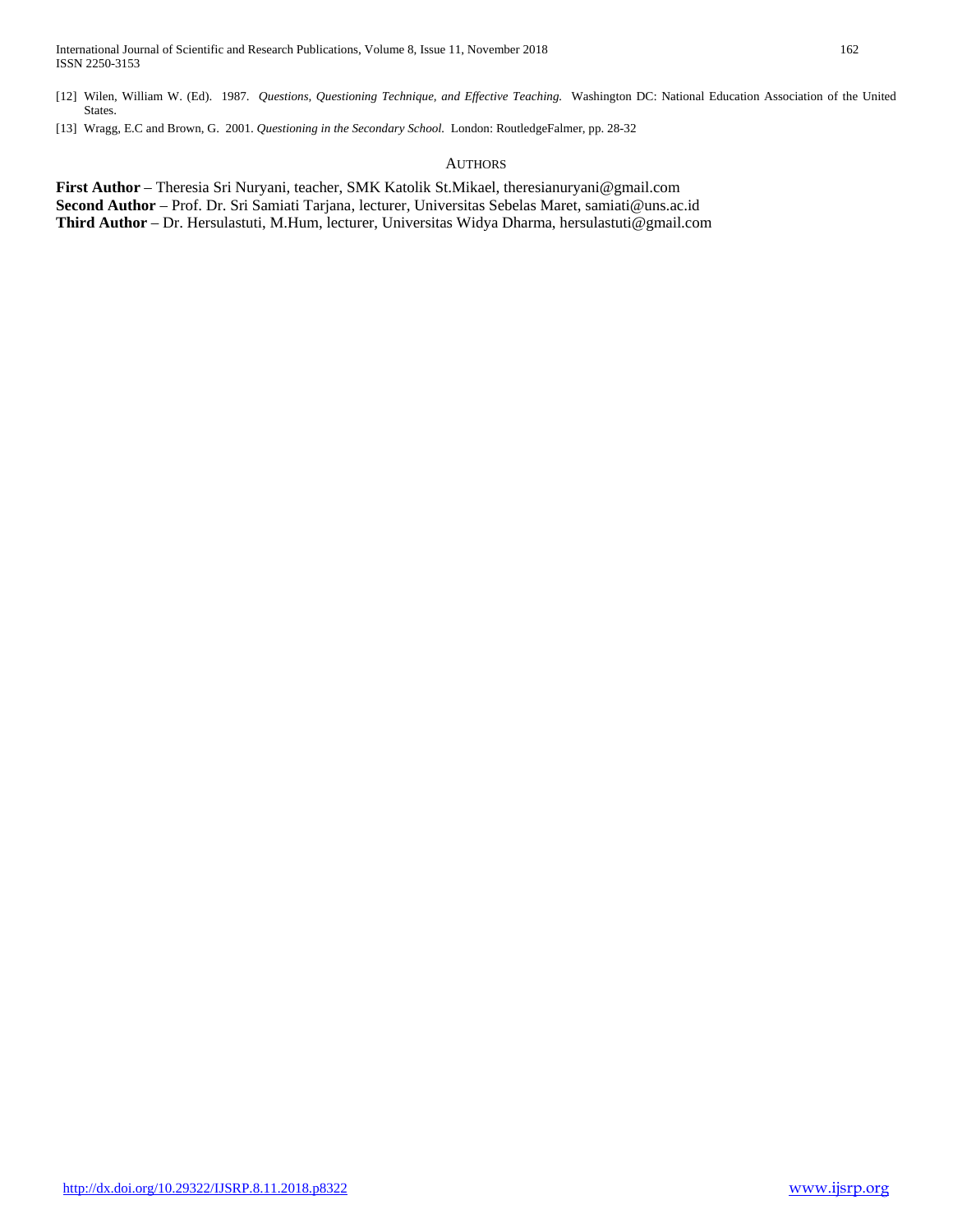[12] Wilen, William W. (Ed). 1987. *Questions, Questioning Technique, and Effective Teaching.* Washington DC: National Education Association of the United States.

[13] Wragg, E.C and Brown, G. 2001. *Questioning in the Secondary School.* London: RoutledgeFalmer, pp. 28-32

## AUTHORS

**First Author** – Theresia Sri Nuryani, teacher, SMK Katolik St.Mikael, theresianuryani@gmail.com
**Second Author** – Prof. Dr. Sri Samiati Tarjana, lecturer, Universitas Sebelas Maret, samiati@uns.ac.id
**Third Author** – Dr. Hersulastuti, M.Hum, lecturer, Universitas Widya Dharma, hersulastuti@gmail.com